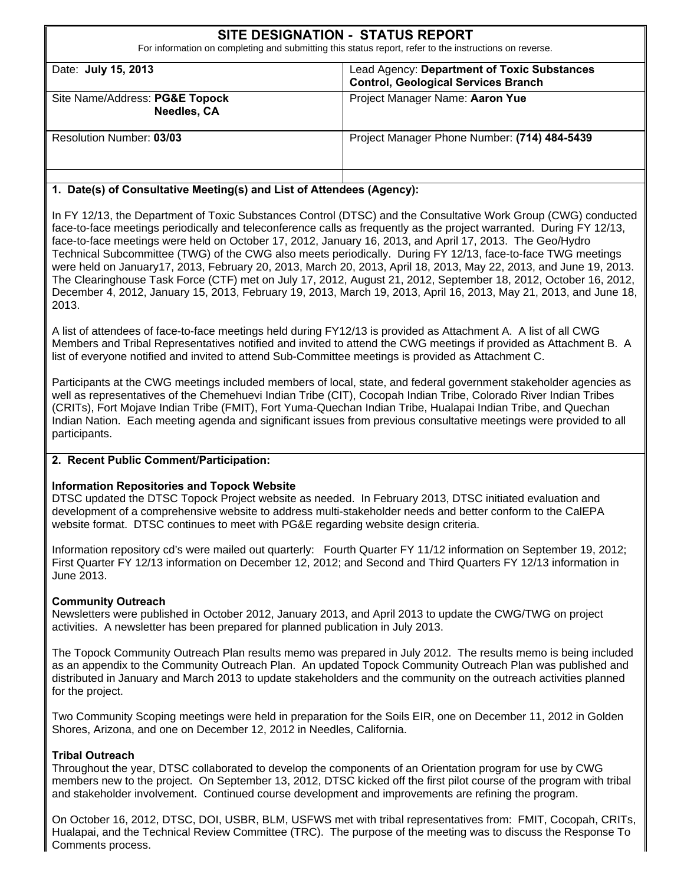# SITE DESIGNATION - STATUS REPORT

For information on completing and submitting this status report, refer to the instructions on reverse.

| | |
|---|---|
| Date: **July 15, 2013** | Lead Agency: **Department of Toxic Substances Control, Geological Services Branch** |
| Site Name/Address: **PG&E Topock Needles, CA** | Project Manager Name: **Aaron Yue** |
| Resolution Number: **03/03** | Project Manager Phone Number: **(714) 484-5439** |
| | |

### 1. Date(s) of Consultative Meeting(s) and List of Attendees (Agency):

In FY 12/13, the Department of Toxic Substances Control (DTSC) and the Consultative Work Group (CWG) conducted face-to-face meetings periodically and teleconference calls as frequently as the project warranted. During FY 12/13, face-to-face meetings were held on October 17, 2012, January 16, 2013, and April 17, 2013. The Geo/Hydro Technical Subcommittee (TWG) of the CWG also meets periodically. During FY 12/13, face-to-face TWG meetings were held on January17, 2013, February 20, 2013, March 20, 2013, April 18, 2013, May 22, 2013, and June 19, 2013. The Clearinghouse Task Force (CTF) met on July 17, 2012, August 21, 2012, September 18, 2012, October 16, 2012, December 4, 2012, January 15, 2013, February 19, 2013, March 19, 2013, April 16, 2013, May 21, 2013, and June 18, 2013.

A list of attendees of face-to-face meetings held during FY12/13 is provided as Attachment A. A list of all CWG Members and Tribal Representatives notified and invited to attend the CWG meetings if provided as Attachment B. A list of everyone notified and invited to attend Sub-Committee meetings is provided as Attachment C.

Participants at the CWG meetings included members of local, state, and federal government stakeholder agencies as well as representatives of the Chemehuevi Indian Tribe (CIT), Cocopah Indian Tribe, Colorado River Indian Tribes (CRITs), Fort Mojave Indian Tribe (FMIT), Fort Yuma-Quechan Indian Tribe, Hualapai Indian Tribe, and Quechan Indian Nation. Each meeting agenda and significant issues from previous consultative meetings were provided to all participants.

### 2. Recent Public Comment/Participation:

**Information Repositories and Topock Website**

DTSC updated the DTSC Topock Project website as needed. In February 2013, DTSC initiated evaluation and development of a comprehensive website to address multi-stakeholder needs and better conform to the CalEPA website format. DTSC continues to meet with PG&E regarding website design criteria.

Information repository cd's were mailed out quarterly: Fourth Quarter FY 11/12 information on September 19, 2012; First Quarter FY 12/13 information on December 12, 2012; and Second and Third Quarters FY 12/13 information in June 2013.

**Community Outreach**

Newsletters were published in October 2012, January 2013, and April 2013 to update the CWG/TWG on project activities. A newsletter has been prepared for planned publication in July 2013.

The Topock Community Outreach Plan results memo was prepared in July 2012. The results memo is being included as an appendix to the Community Outreach Plan. An updated Topock Community Outreach Plan was published and distributed in January and March 2013 to update stakeholders and the community on the outreach activities planned for the project.

Two Community Scoping meetings were held in preparation for the Soils EIR, one on December 11, 2012 in Golden Shores, Arizona, and one on December 12, 2012 in Needles, California.

**Tribal Outreach**

Throughout the year, DTSC collaborated to develop the components of an Orientation program for use by CWG members new to the project. On September 13, 2012, DTSC kicked off the first pilot course of the program with tribal and stakeholder involvement. Continued course development and improvements are refining the program.

On October 16, 2012, DTSC, DOI, USBR, BLM, USFWS met with tribal representatives from: FMIT, Cocopah, CRITs, Hualapai, and the Technical Review Committee (TRC). The purpose of the meeting was to discuss the Response To Comments process.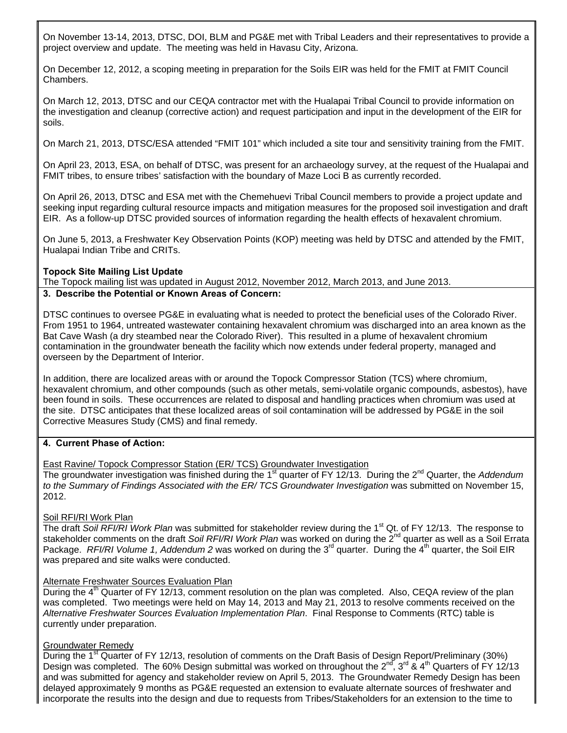On November 13-14, 2013, DTSC, DOI, BLM and PG&E met with Tribal Leaders and their representatives to provide a project overview and update. The meeting was held in Havasu City, Arizona.

On December 12, 2012, a scoping meeting in preparation for the Soils EIR was held for the FMIT at FMIT Council Chambers.

On March 12, 2013, DTSC and our CEQA contractor met with the Hualapai Tribal Council to provide information on the investigation and cleanup (corrective action) and request participation and input in the development of the EIR for soils.

On March 21, 2013, DTSC/ESA attended "FMIT 101" which included a site tour and sensitivity training from the FMIT.

On April 23, 2013, ESA, on behalf of DTSC, was present for an archaeology survey, at the request of the Hualapai and FMIT tribes, to ensure tribes' satisfaction with the boundary of Maze Loci B as currently recorded.

On April 26, 2013, DTSC and ESA met with the Chemehuevi Tribal Council members to provide a project update and seeking input regarding cultural resource impacts and mitigation measures for the proposed soil investigation and draft EIR. As a follow-up DTSC provided sources of information regarding the health effects of hexavalent chromium.

On June 5, 2013, a Freshwater Key Observation Points (KOP) meeting was held by DTSC and attended by the FMIT, Hualapai Indian Tribe and CRITs.

**Topock Site Mailing List Update**
The Topock mailing list was updated in August 2012, November 2012, March 2013, and June 2013.

**3. Describe the Potential or Known Areas of Concern:**

DTSC continues to oversee PG&E in evaluating what is needed to protect the beneficial uses of the Colorado River. From 1951 to 1964, untreated wastewater containing hexavalent chromium was discharged into an area known as the Bat Cave Wash (a dry steambed near the Colorado River). This resulted in a plume of hexavalent chromium contamination in the groundwater beneath the facility which now extends under federal property, managed and overseen by the Department of Interior.

In addition, there are localized areas with or around the Topock Compressor Station (TCS) where chromium, hexavalent chromium, and other compounds (such as other metals, semi-volatile organic compounds, asbestos), have been found in soils. These occurrences are related to disposal and handling practices when chromium was used at the site. DTSC anticipates that these localized areas of soil contamination will be addressed by PG&E in the soil Corrective Measures Study (CMS) and final remedy.

**4. Current Phase of Action:**

East Ravine/ Topock Compressor Station (ER/ TCS) Groundwater Investigation
The groundwater investigation was finished during the 1st quarter of FY 12/13. During the 2nd Quarter, the *Addendum to the Summary of Findings Associated with the ER/ TCS Groundwater Investigation* was submitted on November 15, 2012.

Soil RFI/RI Work Plan
The draft *Soil RFI/RI Work Plan* was submitted for stakeholder review during the 1st Qt. of FY 12/13. The response to stakeholder comments on the draft *Soil RFI/RI Work Plan* was worked on during the 2nd quarter as well as a Soil Errata Package. *RFI/RI Volume 1, Addendum 2* was worked on during the 3rd quarter. During the 4th quarter, the Soil EIR was prepared and site walks were conducted.

Alternate Freshwater Sources Evaluation Plan
During the 4th Quarter of FY 12/13, comment resolution on the plan was completed. Also, CEQA review of the plan was completed. Two meetings were held on May 14, 2013 and May 21, 2013 to resolve comments received on the *Alternative Freshwater Sources Evaluation Implementation Plan*. Final Response to Comments (RTC) table is currently under preparation.

Groundwater Remedy
During the 1st Quarter of FY 12/13, resolution of comments on the Draft Basis of Design Report/Preliminary (30%) Design was completed. The 60% Design submittal was worked on throughout the 2nd, 3rd & 4th Quarters of FY 12/13 and was submitted for agency and stakeholder review on April 5, 2013. The Groundwater Remedy Design has been delayed approximately 9 months as PG&E requested an extension to evaluate alternate sources of freshwater and incorporate the results into the design and due to requests from Tribes/Stakeholders for an extension to the time to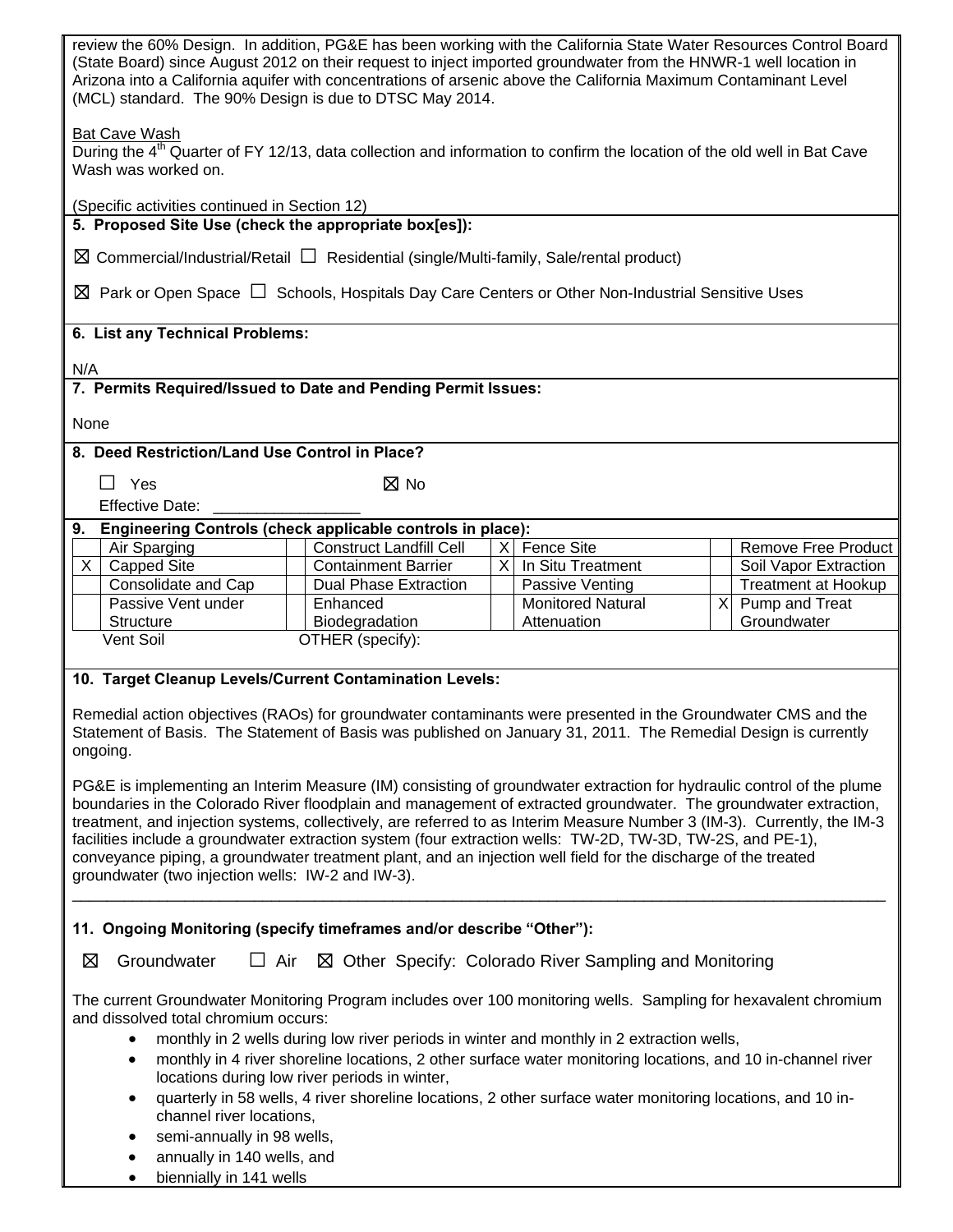review the 60% Design. In addition, PG&E has been working with the California State Water Resources Control Board (State Board) since August 2012 on their request to inject imported groundwater from the HNWR-1 well location in Arizona into a California aquifer with concentrations of arsenic above the California Maximum Contaminant Level (MCL) standard. The 90% Design is due to DTSC May 2014.

Bat Cave Wash

During the 4th Quarter of FY 12/13, data collection and information to confirm the location of the old well in Bat Cave Wash was worked on.

(Specific activities continued in Section 12)

**5. Proposed Site Use (check the appropriate box[es]):**

☒ Commercial/Industrial/Retail ☐ Residential (single/Multi-family, Sale/rental product)

☒ Park or Open Space ☐ Schools, Hospitals Day Care Centers or Other Non-Industrial Sensitive Uses

**6. List any Technical Problems:**

N/A

**7. Permits Required/Issued to Date and Pending Permit Issues:**

None

**8. Deed Restriction/Land Use Control in Place?**

☐ Yes ☒ No

Effective Date: ________________

**9. Engineering Controls (check applicable controls in place):**

| | | | | | | | |
|---|---|---|---|---|---|---|---|
| | Air Sparging | | Construct Landfill Cell | X | Fence Site | | Remove Free Product |
| X | Capped Site | | Containment Barrier | X | In Situ Treatment | | Soil Vapor Extraction |
| | Consolidate and Cap | | Dual Phase Extraction | | Passive Venting | | Treatment at Hookup |
| | Passive Vent under Structure | | Enhanced Biodegradation | | Monitored Natural Attenuation | X | Pump and Treat Groundwater |
| | Vent Soil | | OTHER (specify): | | | | |

**10. Target Cleanup Levels/Current Contamination Levels:**

Remedial action objectives (RAOs) for groundwater contaminants were presented in the Groundwater CMS and the Statement of Basis. The Statement of Basis was published on January 31, 2011. The Remedial Design is currently ongoing.

PG&E is implementing an Interim Measure (IM) consisting of groundwater extraction for hydraulic control of the plume boundaries in the Colorado River floodplain and management of extracted groundwater. The groundwater extraction, treatment, and injection systems, collectively, are referred to as Interim Measure Number 3 (IM-3). Currently, the IM-3 facilities include a groundwater extraction system (four extraction wells: TW-2D, TW-3D, TW-2S, and PE-1), conveyance piping, a groundwater treatment plant, and an injection well field for the discharge of the treated groundwater (two injection wells: IW-2 and IW-3).

**11. Ongoing Monitoring (specify timeframes and/or describe "Other"):**

☒ Groundwater ☐ Air ☒ Other Specify: Colorado River Sampling and Monitoring

The current Groundwater Monitoring Program includes over 100 monitoring wells. Sampling for hexavalent chromium and dissolved total chromium occurs:

- monthly in 2 wells during low river periods in winter and monthly in 2 extraction wells,
- monthly in 4 river shoreline locations, 2 other surface water monitoring locations, and 10 in-channel river locations during low river periods in winter,
- quarterly in 58 wells, 4 river shoreline locations, 2 other surface water monitoring locations, and 10 in-channel river locations,
- semi-annually in 98 wells,
- annually in 140 wells, and
- biennially in 141 wells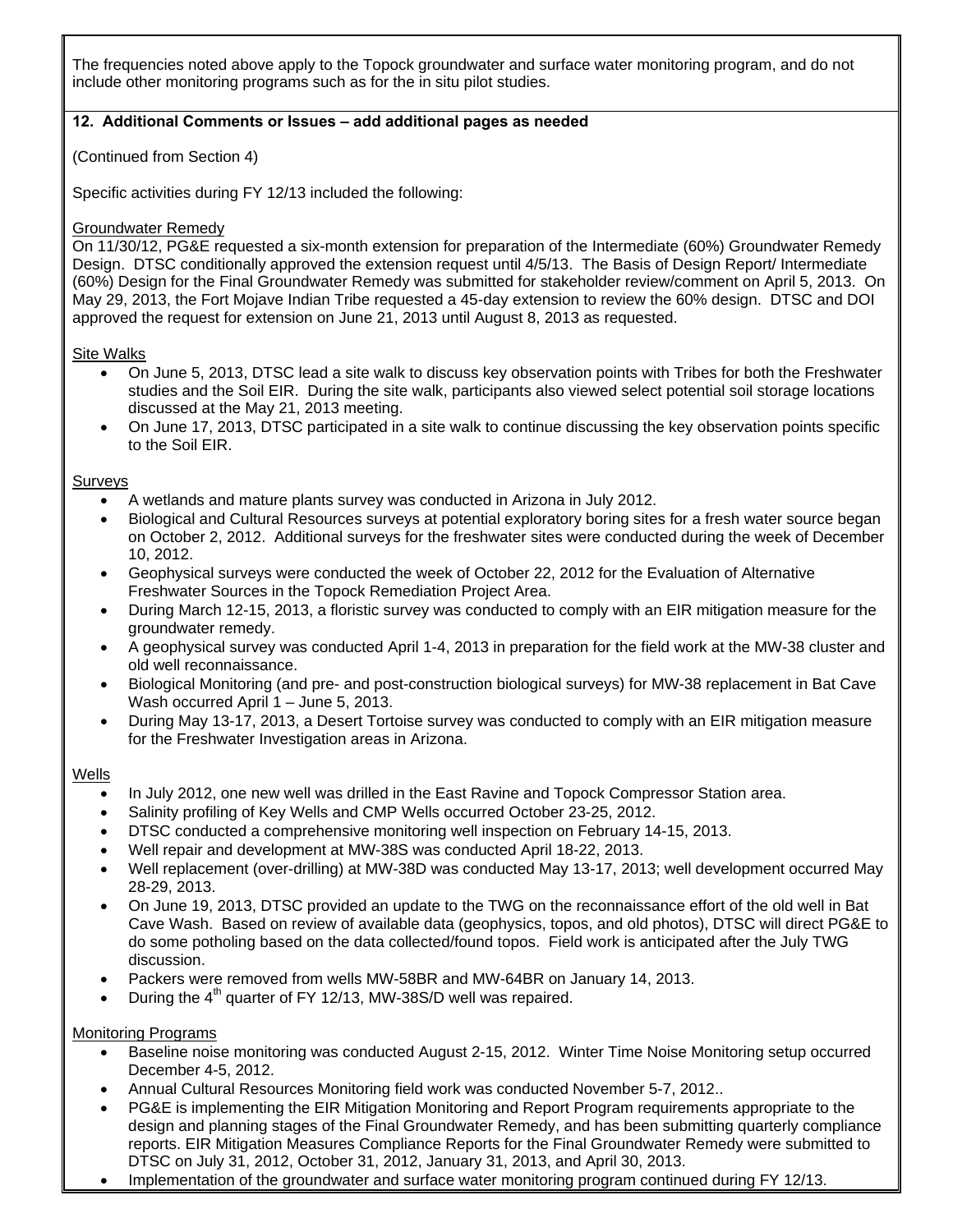The frequencies noted above apply to the Topock groundwater and surface water monitoring program, and do not include other monitoring programs such as for the in situ pilot studies.

**12. Additional Comments or Issues – add additional pages as needed**

(Continued from Section 4)

Specific activities during FY 12/13 included the following:

Groundwater Remedy

On 11/30/12, PG&E requested a six-month extension for preparation of the Intermediate (60%) Groundwater Remedy Design. DTSC conditionally approved the extension request until 4/5/13. The Basis of Design Report/ Intermediate (60%) Design for the Final Groundwater Remedy was submitted for stakeholder review/comment on April 5, 2013. On May 29, 2013, the Fort Mojave Indian Tribe requested a 45-day extension to review the 60% design. DTSC and DOI approved the request for extension on June 21, 2013 until August 8, 2013 as requested.

Site Walks

- On June 5, 2013, DTSC lead a site walk to discuss key observation points with Tribes for both the Freshwater studies and the Soil EIR. During the site walk, participants also viewed select potential soil storage locations discussed at the May 21, 2013 meeting.
- On June 17, 2013, DTSC participated in a site walk to continue discussing the key observation points specific to the Soil EIR.

Surveys

- A wetlands and mature plants survey was conducted in Arizona in July 2012.
- Biological and Cultural Resources surveys at potential exploratory boring sites for a fresh water source began on October 2, 2012. Additional surveys for the freshwater sites were conducted during the week of December 10, 2012.
- Geophysical surveys were conducted the week of October 22, 2012 for the Evaluation of Alternative Freshwater Sources in the Topock Remediation Project Area.
- During March 12-15, 2013, a floristic survey was conducted to comply with an EIR mitigation measure for the groundwater remedy.
- A geophysical survey was conducted April 1-4, 2013 in preparation for the field work at the MW-38 cluster and old well reconnaissance.
- Biological Monitoring (and pre- and post-construction biological surveys) for MW-38 replacement in Bat Cave Wash occurred April 1 – June 5, 2013.
- During May 13-17, 2013, a Desert Tortoise survey was conducted to comply with an EIR mitigation measure for the Freshwater Investigation areas in Arizona.

Wells

- In July 2012, one new well was drilled in the East Ravine and Topock Compressor Station area.
- Salinity profiling of Key Wells and CMP Wells occurred October 23-25, 2012.
- DTSC conducted a comprehensive monitoring well inspection on February 14-15, 2013.
- Well repair and development at MW-38S was conducted April 18-22, 2013.
- Well replacement (over-drilling) at MW-38D was conducted May 13-17, 2013; well development occurred May 28-29, 2013.
- On June 19, 2013, DTSC provided an update to the TWG on the reconnaissance effort of the old well in Bat Cave Wash. Based on review of available data (geophysics, topos, and old photos), DTSC will direct PG&E to do some potholing based on the data collected/found topos. Field work is anticipated after the July TWG discussion.
- Packers were removed from wells MW-58BR and MW-64BR on January 14, 2013.
- During the 4th quarter of FY 12/13, MW-38S/D well was repaired.

Monitoring Programs

- Baseline noise monitoring was conducted August 2-15, 2012. Winter Time Noise Monitoring setup occurred December 4-5, 2012.
- Annual Cultural Resources Monitoring field work was conducted November 5-7, 2012..
- PG&E is implementing the EIR Mitigation Monitoring and Report Program requirements appropriate to the design and planning stages of the Final Groundwater Remedy, and has been submitting quarterly compliance reports. EIR Mitigation Measures Compliance Reports for the Final Groundwater Remedy were submitted to DTSC on July 31, 2012, October 31, 2012, January 31, 2013, and April 30, 2013.
- Implementation of the groundwater and surface water monitoring program continued during FY 12/13.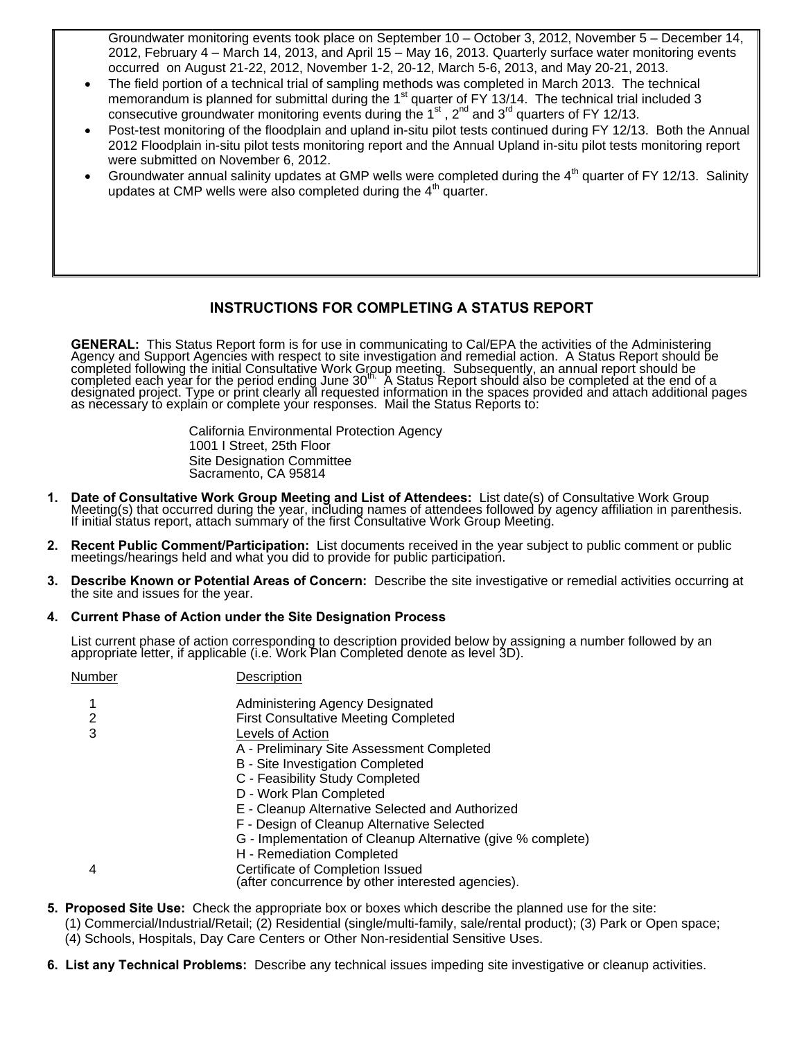Groundwater monitoring events took place on September 10 – October 3, 2012, November 5 – December 14, 2012, February 4 – March 14, 2013, and April 15 – May 16, 2013. Quarterly surface water monitoring events occurred on August 21-22, 2012, November 1-2, 20-12, March 5-6, 2013, and May 20-21, 2013.

- The field portion of a technical trial of sampling methods was completed in March 2013. The technical memorandum is planned for submittal during the 1st quarter of FY 13/14. The technical trial included 3 consecutive groundwater monitoring events during the 1st, 2nd and 3rd quarters of FY 12/13.
- Post-test monitoring of the floodplain and upland in-situ pilot tests continued during FY 12/13. Both the Annual 2012 Floodplain in-situ pilot tests monitoring report and the Annual Upland in-situ pilot tests monitoring report were submitted on November 6, 2012.
- Groundwater annual salinity updates at GMP wells were completed during the 4th quarter of FY 12/13. Salinity updates at CMP wells were also completed during the 4th quarter.

## INSTRUCTIONS FOR COMPLETING A STATUS REPORT

**GENERAL:** This Status Report form is for use in communicating to Cal/EPA the activities of the Administering Agency and Support Agencies with respect to site investigation and remedial action. A Status Report should be completed following the initial Consultative Work Group meeting. Subsequently, an annual report should be completed each year for the period ending June 30th. A Status Report should also be completed at the end of a designated project. Type or print clearly all requested information in the spaces provided and attach additional pages as necessary to explain or complete your responses. Mail the Status Reports to:

California Environmental Protection Agency
1001 I Street, 25th Floor
Site Designation Committee
Sacramento, CA 95814

1. **Date of Consultative Work Group Meeting and List of Attendees:** List date(s) of Consultative Work Group Meeting(s) that occurred during the year, including names of attendees followed by agency affiliation in parenthesis. If initial status report, attach summary of the first Consultative Work Group Meeting.

2. **Recent Public Comment/Participation:** List documents received in the year subject to public comment or public meetings/hearings held and what you did to provide for public participation.

3. **Describe Known or Potential Areas of Concern:** Describe the site investigative or remedial activities occurring at the site and issues for the year.

4. **Current Phase of Action under the Site Designation Process**

   List current phase of action corresponding to description provided below by assigning a number followed by an appropriate letter, if applicable (i.e. Work Plan Completed denote as level 3D).

| Number | Description |
|---|---|
| 1 | Administering Agency Designated |
| 2 | First Consultative Meeting Completed |
| 3 | Levels of Action |
| | A - Preliminary Site Assessment Completed |
| | B - Site Investigation Completed |
| | C - Feasibility Study Completed |
| | D - Work Plan Completed |
| | E - Cleanup Alternative Selected and Authorized |
| | F - Design of Cleanup Alternative Selected |
| | G - Implementation of Cleanup Alternative (give % complete) |
| | H - Remediation Completed |
| 4 | Certificate of Completion Issued (after concurrence by other interested agencies). |

5. **Proposed Site Use:** Check the appropriate box or boxes which describe the planned use for the site: (1) Commercial/Industrial/Retail; (2) Residential (single/multi-family, sale/rental product); (3) Park or Open space; (4) Schools, Hospitals, Day Care Centers or Other Non-residential Sensitive Uses.

6. **List any Technical Problems:** Describe any technical issues impeding site investigative or cleanup activities.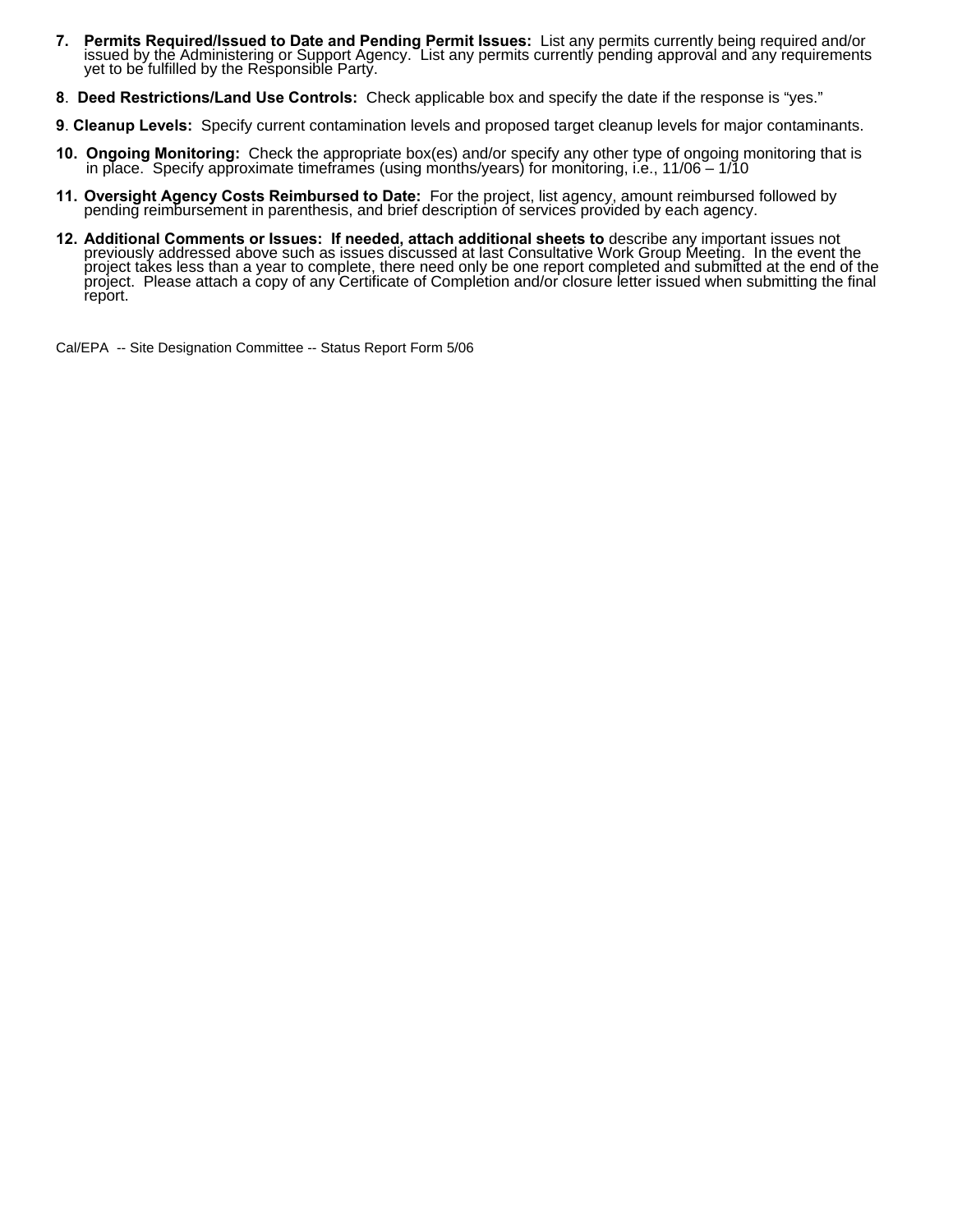7. **Permits Required/Issued to Date and Pending Permit Issues:** List any permits currently being required and/or issued by the Administering or Support Agency. List any permits currently pending approval and any requirements yet to be fulfilled by the Responsible Party.

8. **Deed Restrictions/Land Use Controls:** Check applicable box and specify the date if the response is "yes."

9. **Cleanup Levels:** Specify current contamination levels and proposed target cleanup levels for major contaminants.

10. **Ongoing Monitoring:** Check the appropriate box(es) and/or specify any other type of ongoing monitoring that is in place. Specify approximate timeframes (using months/years) for monitoring, i.e., 11/06 – 1/10

11. **Oversight Agency Costs Reimbursed to Date:** For the project, list agency, amount reimbursed followed by pending reimbursement in parenthesis, and brief description of services provided by each agency.

12. **Additional Comments or Issues: If needed, attach additional sheets to** describe any important issues not previously addressed above such as issues discussed at last Consultative Work Group Meeting. In the event the project takes less than a year to complete, there need only be one report completed and submitted at the end of the project. Please attach a copy of any Certificate of Completion and/or closure letter issued when submitting the final report.

Cal/EPA -- Site Designation Committee -- Status Report Form 5/06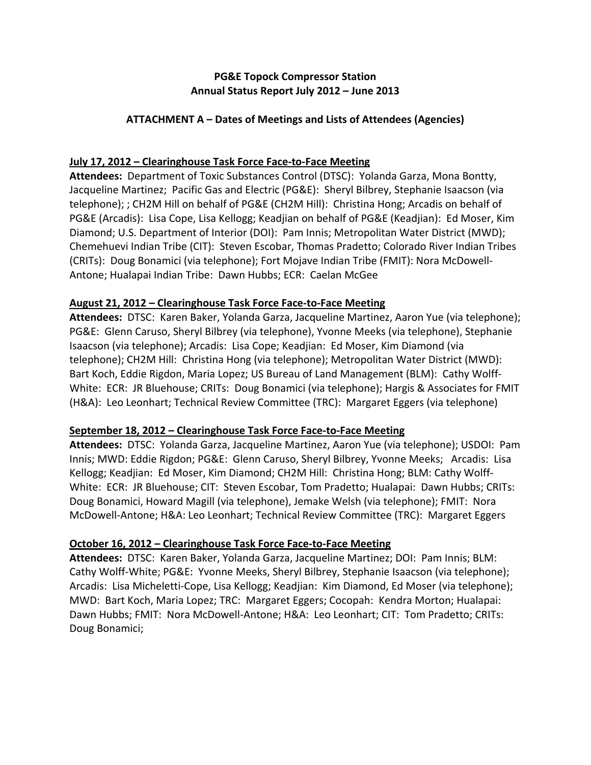**PG&E Topock Compressor Station**
**Annual Status Report July 2012 – June 2013**

**ATTACHMENT A – Dates of Meetings and Lists of Attendees (Agencies)**

**July 17, 2012 – Clearinghouse Task Force Face-to-Face Meeting**

**Attendees:** Department of Toxic Substances Control (DTSC): Yolanda Garza, Mona Bontty, Jacqueline Martinez; Pacific Gas and Electric (PG&E): Sheryl Bilbrey, Stephanie Isaacson (via telephone); ; CH2M Hill on behalf of PG&E (CH2M Hill): Christina Hong; Arcadis on behalf of PG&E (Arcadis): Lisa Cope, Lisa Kellogg; Keadjian on behalf of PG&E (Keadjian): Ed Moser, Kim Diamond; U.S. Department of Interior (DOI): Pam Innis; Metropolitan Water District (MWD); Chemehuevi Indian Tribe (CIT): Steven Escobar, Thomas Pradetto; Colorado River Indian Tribes (CRITs): Doug Bonamici (via telephone); Fort Mojave Indian Tribe (FMIT): Nora McDowell-Antone; Hualapai Indian Tribe: Dawn Hubbs; ECR: Caelan McGee

**August 21, 2012 – Clearinghouse Task Force Face-to-Face Meeting**

**Attendees:** DTSC: Karen Baker, Yolanda Garza, Jacqueline Martinez, Aaron Yue (via telephone); PG&E: Glenn Caruso, Sheryl Bilbrey (via telephone), Yvonne Meeks (via telephone), Stephanie Isaacson (via telephone); Arcadis: Lisa Cope; Keadjian: Ed Moser, Kim Diamond (via telephone); CH2M Hill: Christina Hong (via telephone); Metropolitan Water District (MWD): Bart Koch, Eddie Rigdon, Maria Lopez; US Bureau of Land Management (BLM): Cathy Wolff-White: ECR: JR Bluehouse; CRITs: Doug Bonamici (via telephone); Hargis & Associates for FMIT (H&A): Leo Leonhart; Technical Review Committee (TRC): Margaret Eggers (via telephone)

**September 18, 2012 – Clearinghouse Task Force Face-to-Face Meeting**

**Attendees:** DTSC: Yolanda Garza, Jacqueline Martinez, Aaron Yue (via telephone); USDOI: Pam Innis; MWD: Eddie Rigdon; PG&E: Glenn Caruso, Sheryl Bilbrey, Yvonne Meeks; Arcadis: Lisa Kellogg; Keadjian: Ed Moser, Kim Diamond; CH2M Hill: Christina Hong; BLM: Cathy Wolff-White: ECR: JR Bluehouse; CIT: Steven Escobar, Tom Pradetto; Hualapai: Dawn Hubbs; CRITs: Doug Bonamici, Howard Magill (via telephone), Jemake Welsh (via telephone); FMIT: Nora McDowell-Antone; H&A: Leo Leonhart; Technical Review Committee (TRC): Margaret Eggers

**October 16, 2012 – Clearinghouse Task Force Face-to-Face Meeting**

**Attendees:** DTSC: Karen Baker, Yolanda Garza, Jacqueline Martinez; DOI: Pam Innis; BLM: Cathy Wolff-White; PG&E: Yvonne Meeks, Sheryl Bilbrey, Stephanie Isaacson (via telephone); Arcadis: Lisa Micheletti-Cope, Lisa Kellogg; Keadjian: Kim Diamond, Ed Moser (via telephone); MWD: Bart Koch, Maria Lopez; TRC: Margaret Eggers; Cocopah: Kendra Morton; Hualapai: Dawn Hubbs; FMIT: Nora McDowell-Antone; H&A: Leo Leonhart; CIT: Tom Pradetto; CRITs: Doug Bonamici;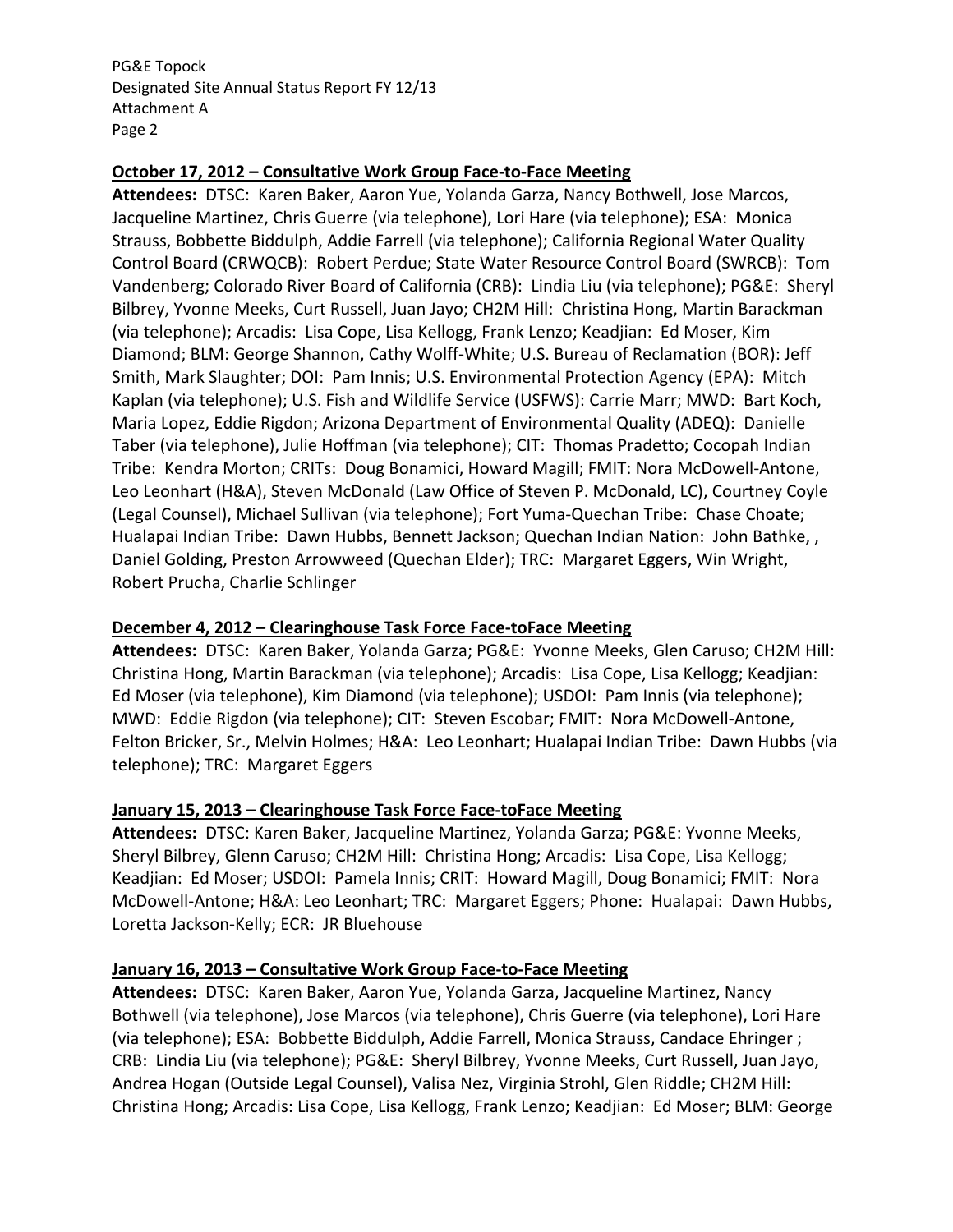**October 17, 2012 – Consultative Work Group Face-to-Face Meeting**

**Attendees:** DTSC: Karen Baker, Aaron Yue, Yolanda Garza, Nancy Bothwell, Jose Marcos, Jacqueline Martinez, Chris Guerre (via telephone), Lori Hare (via telephone); ESA: Monica Strauss, Bobbette Biddulph, Addie Farrell (via telephone); California Regional Water Quality Control Board (CRWQCB): Robert Perdue; State Water Resource Control Board (SWRCB): Tom Vandenberg; Colorado River Board of California (CRB): Lindia Liu (via telephone); PG&E: Sheryl Bilbrey, Yvonne Meeks, Curt Russell, Juan Jayo; CH2M Hill: Christina Hong, Martin Barackman (via telephone); Arcadis: Lisa Cope, Lisa Kellogg, Frank Lenzo; Keadjian: Ed Moser, Kim Diamond; BLM: George Shannon, Cathy Wolff-White; U.S. Bureau of Reclamation (BOR): Jeff Smith, Mark Slaughter; DOI: Pam Innis; U.S. Environmental Protection Agency (EPA): Mitch Kaplan (via telephone); U.S. Fish and Wildlife Service (USFWS): Carrie Marr; MWD: Bart Koch, Maria Lopez, Eddie Rigdon; Arizona Department of Environmental Quality (ADEQ): Danielle Taber (via telephone), Julie Hoffman (via telephone); CIT: Thomas Pradetto; Cocopah Indian Tribe: Kendra Morton; CRITs: Doug Bonamici, Howard Magill; FMIT: Nora McDowell-Antone, Leo Leonhart (H&A), Steven McDonald (Law Office of Steven P. McDonald, LC), Courtney Coyle (Legal Counsel), Michael Sullivan (via telephone); Fort Yuma-Quechan Tribe: Chase Choate; Hualapai Indian Tribe: Dawn Hubbs, Bennett Jackson; Quechan Indian Nation: John Bathke, , Daniel Golding, Preston Arrowweed (Quechan Elder); TRC: Margaret Eggers, Win Wright, Robert Prucha, Charlie Schlinger

**December 4, 2012 – Clearinghouse Task Force Face-toFace Meeting**

**Attendees:** DTSC: Karen Baker, Yolanda Garza; PG&E: Yvonne Meeks, Glen Caruso; CH2M Hill: Christina Hong, Martin Barackman (via telephone); Arcadis: Lisa Cope, Lisa Kellogg; Keadjian: Ed Moser (via telephone), Kim Diamond (via telephone); USDOI: Pam Innis (via telephone); MWD: Eddie Rigdon (via telephone); CIT: Steven Escobar; FMIT: Nora McDowell-Antone, Felton Bricker, Sr., Melvin Holmes; H&A: Leo Leonhart; Hualapai Indian Tribe: Dawn Hubbs (via telephone); TRC: Margaret Eggers

**January 15, 2013 – Clearinghouse Task Force Face-toFace Meeting**

**Attendees:** DTSC: Karen Baker, Jacqueline Martinez, Yolanda Garza; PG&E: Yvonne Meeks, Sheryl Bilbrey, Glenn Caruso; CH2M Hill: Christina Hong; Arcadis: Lisa Cope, Lisa Kellogg; Keadjian: Ed Moser; USDOI: Pamela Innis; CRIT: Howard Magill, Doug Bonamici; FMIT: Nora McDowell-Antone; H&A: Leo Leonhart; TRC: Margaret Eggers; Phone: Hualapai: Dawn Hubbs, Loretta Jackson-Kelly; ECR: JR Bluehouse

**January 16, 2013 – Consultative Work Group Face-to-Face Meeting**

**Attendees:** DTSC: Karen Baker, Aaron Yue, Yolanda Garza, Jacqueline Martinez, Nancy Bothwell (via telephone), Jose Marcos (via telephone), Chris Guerre (via telephone), Lori Hare (via telephone); ESA: Bobbette Biddulph, Addie Farrell, Monica Strauss, Candace Ehringer ; CRB: Lindia Liu (via telephone); PG&E: Sheryl Bilbrey, Yvonne Meeks, Curt Russell, Juan Jayo, Andrea Hogan (Outside Legal Counsel), Valisa Nez, Virginia Strohl, Glen Riddle; CH2M Hill: Christina Hong; Arcadis: Lisa Cope, Lisa Kellogg, Frank Lenzo; Keadjian: Ed Moser; BLM: George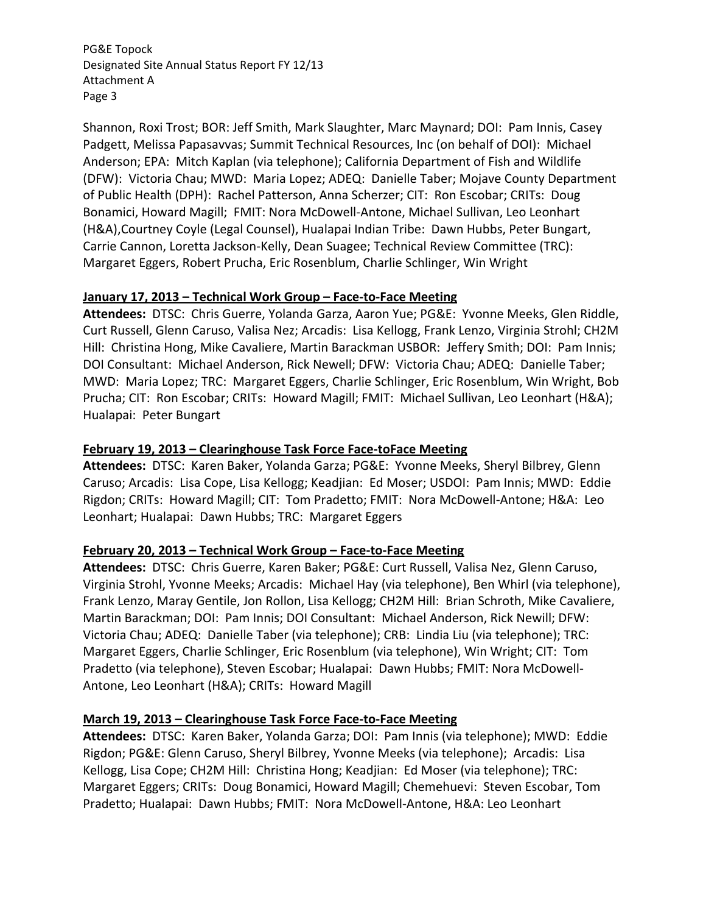Shannon, Roxi Trost; BOR: Jeff Smith, Mark Slaughter, Marc Maynard; DOI: Pam Innis, Casey Padgett, Melissa Papasavvas; Summit Technical Resources, Inc (on behalf of DOI): Michael Anderson; EPA: Mitch Kaplan (via telephone); California Department of Fish and Wildlife (DFW): Victoria Chau; MWD: Maria Lopez; ADEQ: Danielle Taber; Mojave County Department of Public Health (DPH): Rachel Patterson, Anna Scherzer; CIT: Ron Escobar; CRITs: Doug Bonamici, Howard Magill; FMIT: Nora McDowell-Antone, Michael Sullivan, Leo Leonhart (H&A),Courtney Coyle (Legal Counsel), Hualapai Indian Tribe: Dawn Hubbs, Peter Bungart, Carrie Cannon, Loretta Jackson-Kelly, Dean Suagee; Technical Review Committee (TRC): Margaret Eggers, Robert Prucha, Eric Rosenblum, Charlie Schlinger, Win Wright

**January 17, 2013 – Technical Work Group – Face-to-Face Meeting**

**Attendees:** DTSC: Chris Guerre, Yolanda Garza, Aaron Yue; PG&E: Yvonne Meeks, Glen Riddle, Curt Russell, Glenn Caruso, Valisa Nez; Arcadis: Lisa Kellogg, Frank Lenzo, Virginia Strohl; CH2M Hill: Christina Hong, Mike Cavaliere, Martin Barackman USBOR: Jeffery Smith; DOI: Pam Innis; DOI Consultant: Michael Anderson, Rick Newell; DFW: Victoria Chau; ADEQ: Danielle Taber; MWD: Maria Lopez; TRC: Margaret Eggers, Charlie Schlinger, Eric Rosenblum, Win Wright, Bob Prucha; CIT: Ron Escobar; CRITs: Howard Magill; FMIT: Michael Sullivan, Leo Leonhart (H&A); Hualapai: Peter Bungart

**February 19, 2013 – Clearinghouse Task Force Face-toFace Meeting**

**Attendees:** DTSC: Karen Baker, Yolanda Garza; PG&E: Yvonne Meeks, Sheryl Bilbrey, Glenn Caruso; Arcadis: Lisa Cope, Lisa Kellogg; Keadjian: Ed Moser; USDOI: Pam Innis; MWD: Eddie Rigdon; CRITs: Howard Magill; CIT: Tom Pradetto; FMIT: Nora McDowell-Antone; H&A: Leo Leonhart; Hualapai: Dawn Hubbs; TRC: Margaret Eggers

**February 20, 2013 – Technical Work Group – Face-to-Face Meeting**

**Attendees:** DTSC: Chris Guerre, Karen Baker; PG&E: Curt Russell, Valisa Nez, Glenn Caruso, Virginia Strohl, Yvonne Meeks; Arcadis: Michael Hay (via telephone), Ben Whirl (via telephone), Frank Lenzo, Maray Gentile, Jon Rollon, Lisa Kellogg; CH2M Hill: Brian Schroth, Mike Cavaliere, Martin Barackman; DOI: Pam Innis; DOI Consultant: Michael Anderson, Rick Newill; DFW: Victoria Chau; ADEQ: Danielle Taber (via telephone); CRB: Lindia Liu (via telephone); TRC: Margaret Eggers, Charlie Schlinger, Eric Rosenblum (via telephone), Win Wright; CIT: Tom Pradetto (via telephone), Steven Escobar; Hualapai: Dawn Hubbs; FMIT: Nora McDowell-Antone, Leo Leonhart (H&A); CRITs: Howard Magill

**March 19, 2013 – Clearinghouse Task Force Face-to-Face Meeting**

**Attendees:** DTSC: Karen Baker, Yolanda Garza; DOI: Pam Innis (via telephone); MWD: Eddie Rigdon; PG&E: Glenn Caruso, Sheryl Bilbrey, Yvonne Meeks (via telephone); Arcadis: Lisa Kellogg, Lisa Cope; CH2M Hill: Christina Hong; Keadjian: Ed Moser (via telephone); TRC: Margaret Eggers; CRITs: Doug Bonamici, Howard Magill; Chemehuevi: Steven Escobar, Tom Pradetto; Hualapai: Dawn Hubbs; FMIT: Nora McDowell-Antone, H&A: Leo Leonhart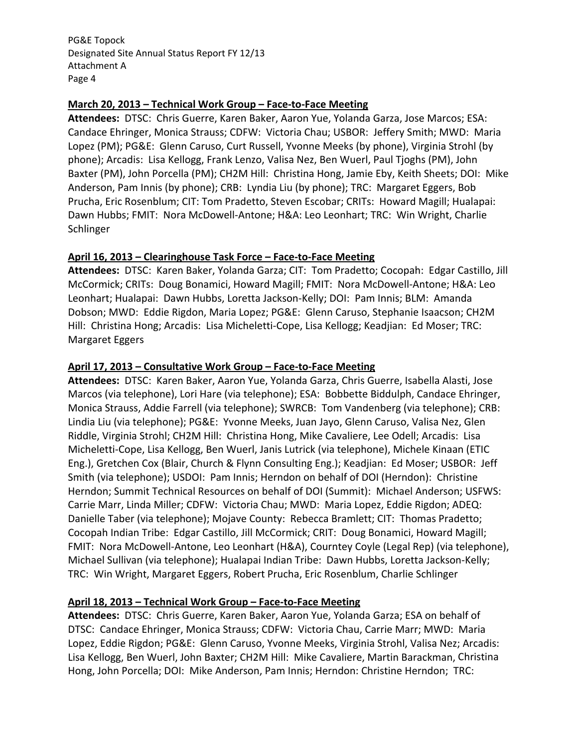**March 20, 2013 – Technical Work Group – Face-to-Face Meeting**

**Attendees:** DTSC: Chris Guerre, Karen Baker, Aaron Yue, Yolanda Garza, Jose Marcos; ESA: Candace Ehringer, Monica Strauss; CDFW: Victoria Chau; USBOR: Jeffery Smith; MWD: Maria Lopez (PM); PG&E: Glenn Caruso, Curt Russell, Yvonne Meeks (by phone), Virginia Strohl (by phone); Arcadis: Lisa Kellogg, Frank Lenzo, Valisa Nez, Ben Wuerl, Paul Tjoghs (PM), John Baxter (PM), John Porcella (PM); CH2M Hill: Christina Hong, Jamie Eby, Keith Sheets; DOI: Mike Anderson, Pam Innis (by phone); CRB: Lyndia Liu (by phone); TRC: Margaret Eggers, Bob Prucha, Eric Rosenblum; CIT: Tom Pradetto, Steven Escobar; CRITs: Howard Magill; Hualapai: Dawn Hubbs; FMIT: Nora McDowell-Antone; H&A: Leo Leonhart; TRC: Win Wright, Charlie Schlinger

**April 16, 2013 – Clearinghouse Task Force – Face-to-Face Meeting**

**Attendees:** DTSC: Karen Baker, Yolanda Garza; CIT: Tom Pradetto; Cocopah: Edgar Castillo, Jill McCormick; CRITs: Doug Bonamici, Howard Magill; FMIT: Nora McDowell-Antone; H&A: Leo Leonhart; Hualapai: Dawn Hubbs, Loretta Jackson-Kelly; DOI: Pam Innis; BLM: Amanda Dobson; MWD: Eddie Rigdon, Maria Lopez; PG&E: Glenn Caruso, Stephanie Isaacson; CH2M Hill: Christina Hong; Arcadis: Lisa Micheletti-Cope, Lisa Kellogg; Keadjian: Ed Moser; TRC: Margaret Eggers

**April 17, 2013 – Consultative Work Group – Face-to-Face Meeting**

**Attendees:** DTSC: Karen Baker, Aaron Yue, Yolanda Garza, Chris Guerre, Isabella Alasti, Jose Marcos (via telephone), Lori Hare (via telephone); ESA: Bobbette Biddulph, Candace Ehringer, Monica Strauss, Addie Farrell (via telephone); SWRCB: Tom Vandenberg (via telephone); CRB: Lindia Liu (via telephone); PG&E: Yvonne Meeks, Juan Jayo, Glenn Caruso, Valisa Nez, Glen Riddle, Virginia Strohl; CH2M Hill: Christina Hong, Mike Cavaliere, Lee Odell; Arcadis: Lisa Micheletti-Cope, Lisa Kellogg, Ben Wuerl, Janis Lutrick (via telephone), Michele Kinaan (ETIC Eng.), Gretchen Cox (Blair, Church & Flynn Consulting Eng.); Keadjian: Ed Moser; USBOR: Jeff Smith (via telephone); USDOI: Pam Innis; Herndon on behalf of DOI (Herndon): Christine Herndon; Summit Technical Resources on behalf of DOI (Summit): Michael Anderson; USFWS: Carrie Marr, Linda Miller; CDFW: Victoria Chau; MWD: Maria Lopez, Eddie Rigdon; ADEQ: Danielle Taber (via telephone); Mojave County: Rebecca Bramlett; CIT: Thomas Pradetto; Cocopah Indian Tribe: Edgar Castillo, Jill McCormick; CRIT: Doug Bonamici, Howard Magill; FMIT: Nora McDowell-Antone, Leo Leonhart (H&A), Courntey Coyle (Legal Rep) (via telephone), Michael Sullivan (via telephone); Hualapai Indian Tribe: Dawn Hubbs, Loretta Jackson-Kelly; TRC: Win Wright, Margaret Eggers, Robert Prucha, Eric Rosenblum, Charlie Schlinger

**April 18, 2013 – Technical Work Group – Face-to-Face Meeting**

**Attendees:** DTSC: Chris Guerre, Karen Baker, Aaron Yue, Yolanda Garza; ESA on behalf of DTSC: Candace Ehringer, Monica Strauss; CDFW: Victoria Chau, Carrie Marr; MWD: Maria Lopez, Eddie Rigdon; PG&E: Glenn Caruso, Yvonne Meeks, Virginia Strohl, Valisa Nez; Arcadis: Lisa Kellogg, Ben Wuerl, John Baxter; CH2M Hill: Mike Cavaliere, Martin Barackman, Christina Hong, John Porcella; DOI: Mike Anderson, Pam Innis; Herndon: Christine Herndon; TRC: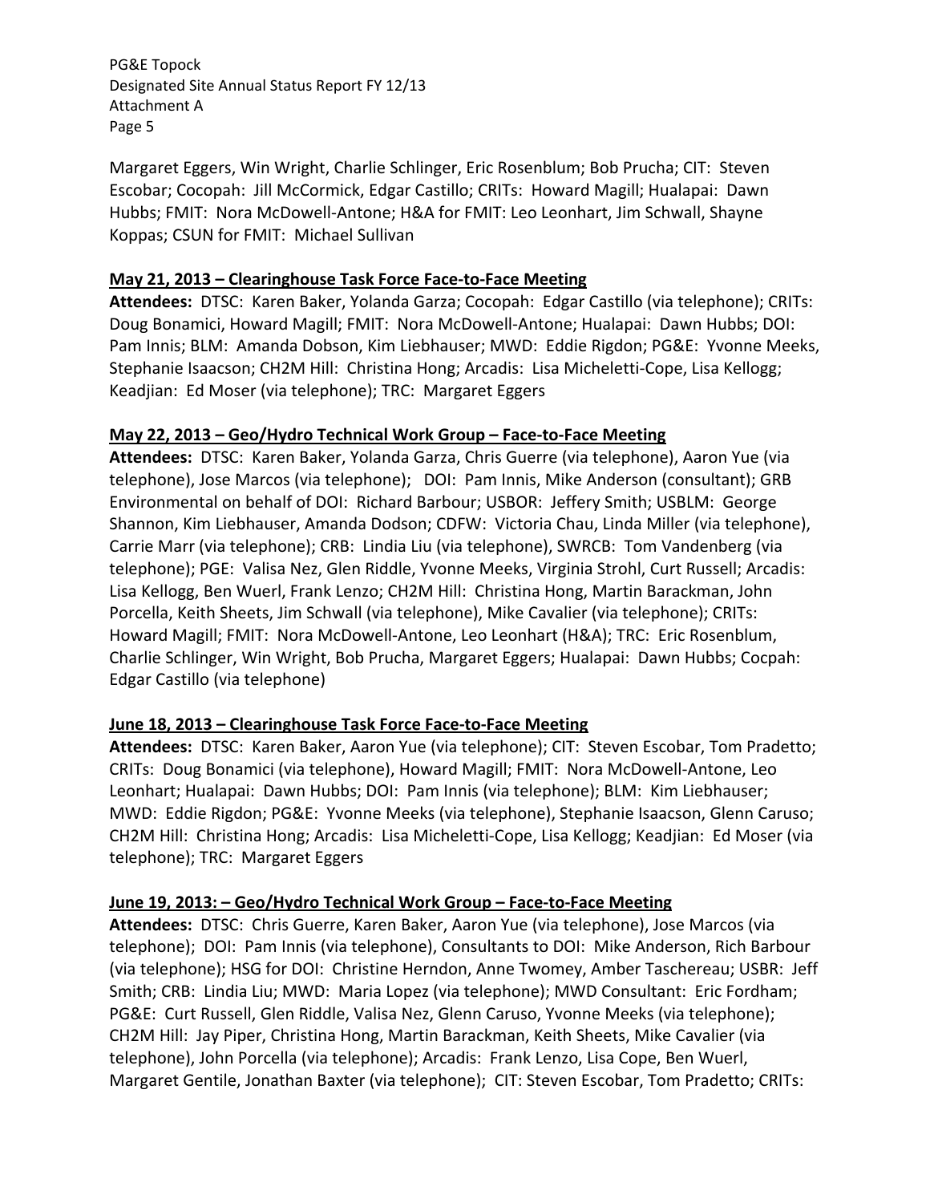Margaret Eggers, Win Wright, Charlie Schlinger, Eric Rosenblum; Bob Prucha; CIT: Steven Escobar; Cocopah: Jill McCormick, Edgar Castillo; CRITs: Howard Magill; Hualapai: Dawn Hubbs; FMIT: Nora McDowell-Antone; H&A for FMIT: Leo Leonhart, Jim Schwall, Shayne Koppas; CSUN for FMIT: Michael Sullivan

**May 21, 2013 – Clearinghouse Task Force Face-to-Face Meeting**

**Attendees:** DTSC: Karen Baker, Yolanda Garza; Cocopah: Edgar Castillo (via telephone); CRITs: Doug Bonamici, Howard Magill; FMIT: Nora McDowell-Antone; Hualapai: Dawn Hubbs; DOI: Pam Innis; BLM: Amanda Dobson, Kim Liebhauser; MWD: Eddie Rigdon; PG&E: Yvonne Meeks, Stephanie Isaacson; CH2M Hill: Christina Hong; Arcadis: Lisa Micheletti-Cope, Lisa Kellogg; Keadjian: Ed Moser (via telephone); TRC: Margaret Eggers

**May 22, 2013 – Geo/Hydro Technical Work Group – Face-to-Face Meeting**

**Attendees:** DTSC: Karen Baker, Yolanda Garza, Chris Guerre (via telephone), Aaron Yue (via telephone), Jose Marcos (via telephone); DOI: Pam Innis, Mike Anderson (consultant); GRB Environmental on behalf of DOI: Richard Barbour; USBOR: Jeffery Smith; USBLM: George Shannon, Kim Liebhauser, Amanda Dodson; CDFW: Victoria Chau, Linda Miller (via telephone), Carrie Marr (via telephone); CRB: Lindia Liu (via telephone), SWRCB: Tom Vandenberg (via telephone); PGE: Valisa Nez, Glen Riddle, Yvonne Meeks, Virginia Strohl, Curt Russell; Arcadis: Lisa Kellogg, Ben Wuerl, Frank Lenzo; CH2M Hill: Christina Hong, Martin Barackman, John Porcella, Keith Sheets, Jim Schwall (via telephone), Mike Cavalier (via telephone); CRITs: Howard Magill; FMIT: Nora McDowell-Antone, Leo Leonhart (H&A); TRC: Eric Rosenblum, Charlie Schlinger, Win Wright, Bob Prucha, Margaret Eggers; Hualapai: Dawn Hubbs; Cocpah: Edgar Castillo (via telephone)

**June 18, 2013 – Clearinghouse Task Force Face-to-Face Meeting**

**Attendees:** DTSC: Karen Baker, Aaron Yue (via telephone); CIT: Steven Escobar, Tom Pradetto; CRITs: Doug Bonamici (via telephone), Howard Magill; FMIT: Nora McDowell-Antone, Leo Leonhart; Hualapai: Dawn Hubbs; DOI: Pam Innis (via telephone); BLM: Kim Liebhauser; MWD: Eddie Rigdon; PG&E: Yvonne Meeks (via telephone), Stephanie Isaacson, Glenn Caruso; CH2M Hill: Christina Hong; Arcadis: Lisa Micheletti-Cope, Lisa Kellogg; Keadjian: Ed Moser (via telephone); TRC: Margaret Eggers

**June 19, 2013: – Geo/Hydro Technical Work Group – Face-to-Face Meeting**

**Attendees:** DTSC: Chris Guerre, Karen Baker, Aaron Yue (via telephone), Jose Marcos (via telephone); DOI: Pam Innis (via telephone), Consultants to DOI: Mike Anderson, Rich Barbour (via telephone); HSG for DOI: Christine Herndon, Anne Twomey, Amber Taschereau; USBR: Jeff Smith; CRB: Lindia Liu; MWD: Maria Lopez (via telephone); MWD Consultant: Eric Fordham; PG&E: Curt Russell, Glen Riddle, Valisa Nez, Glenn Caruso, Yvonne Meeks (via telephone); CH2M Hill: Jay Piper, Christina Hong, Martin Barackman, Keith Sheets, Mike Cavalier (via telephone), John Porcella (via telephone); Arcadis: Frank Lenzo, Lisa Cope, Ben Wuerl, Margaret Gentile, Jonathan Baxter (via telephone); CIT: Steven Escobar, Tom Pradetto; CRITs: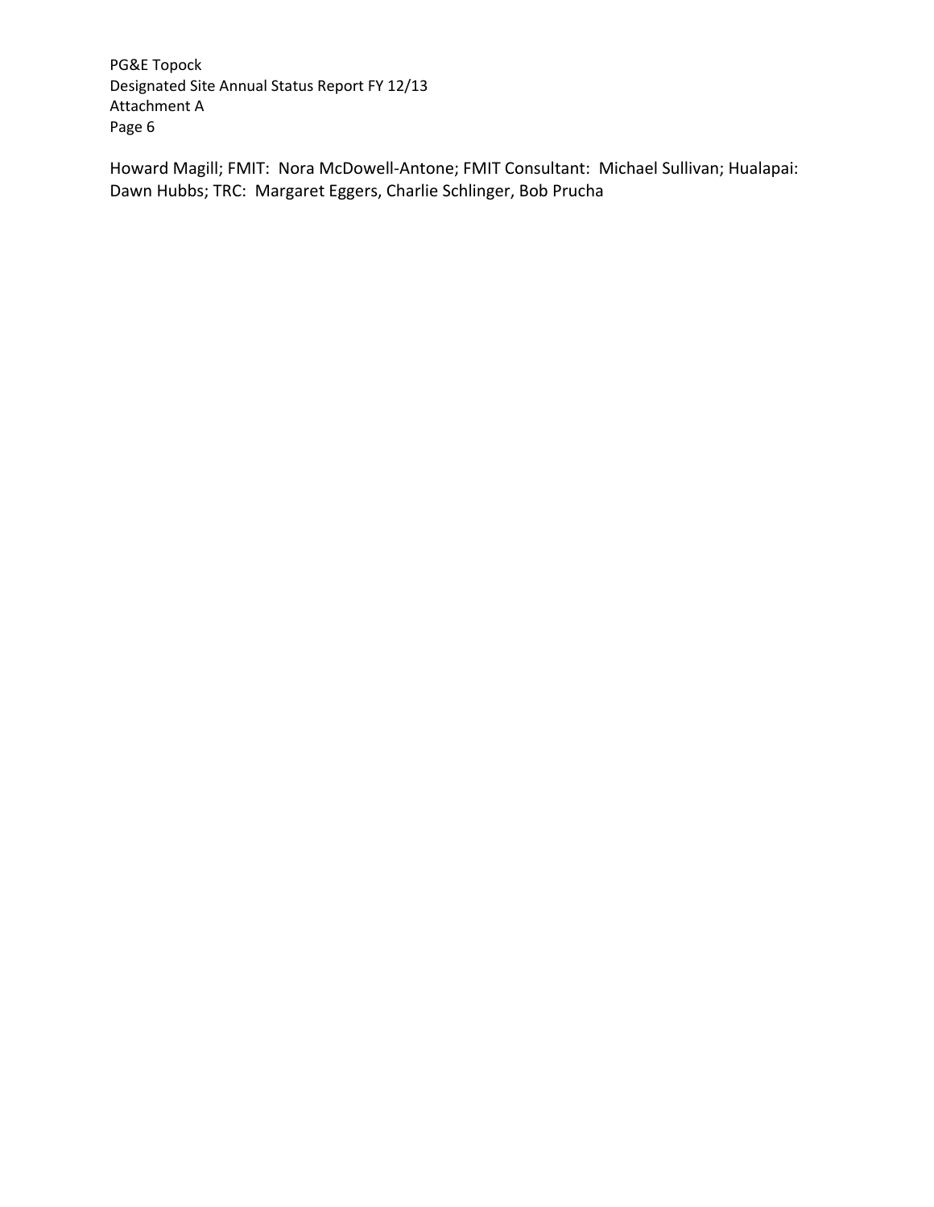Howard Magill; FMIT:  Nora McDowell-Antone; FMIT Consultant:  Michael Sullivan; Hualapai: Dawn Hubbs; TRC:  Margaret Eggers, Charlie Schlinger, Bob Prucha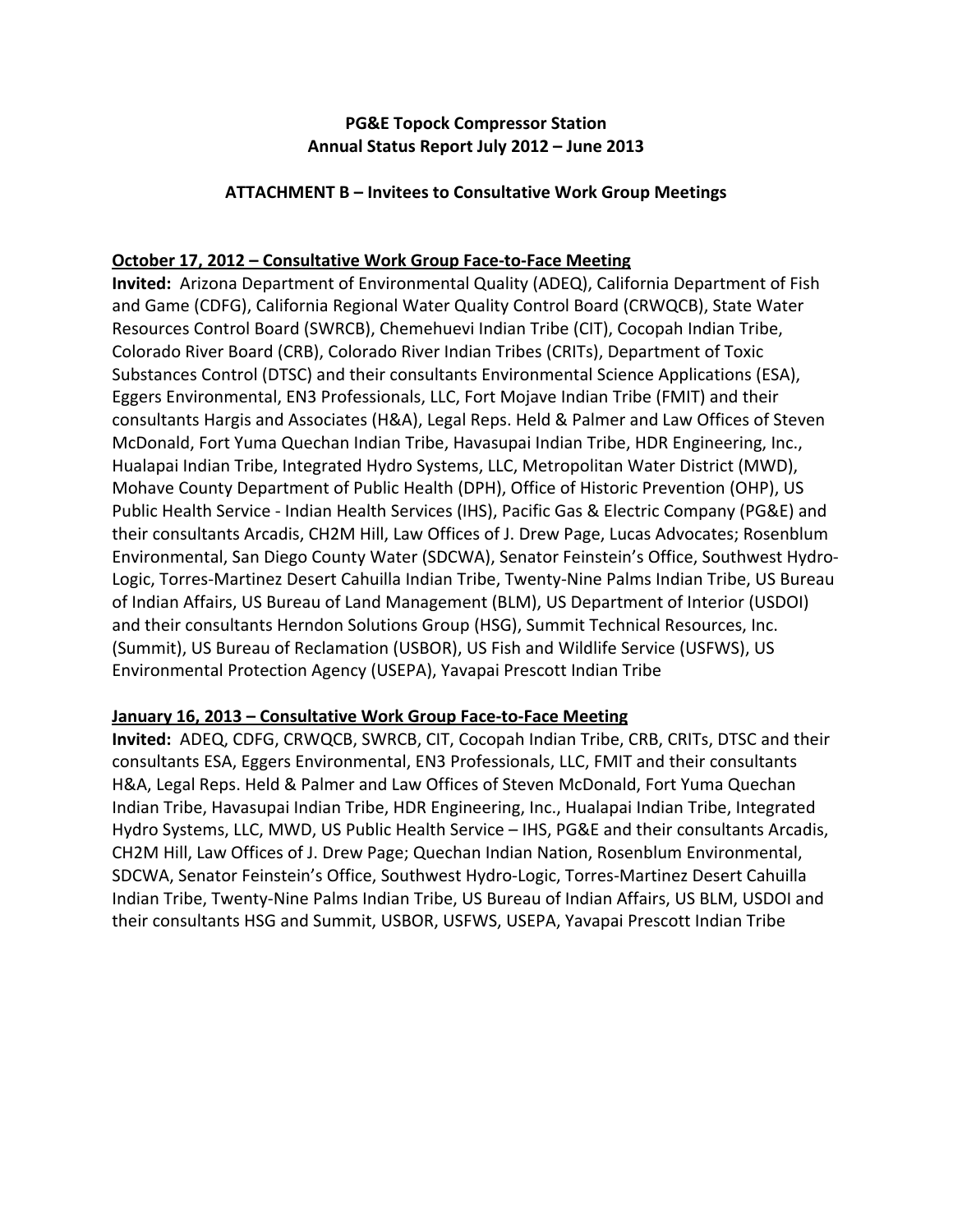**PG&E Topock Compressor Station**
**Annual Status Report July 2012 – June 2013**

**ATTACHMENT B – Invitees to Consultative Work Group Meetings**

**October 17, 2012 – Consultative Work Group Face-to-Face Meeting**

**Invited:** Arizona Department of Environmental Quality (ADEQ), California Department of Fish and Game (CDFG), California Regional Water Quality Control Board (CRWQCB), State Water Resources Control Board (SWRCB), Chemehuevi Indian Tribe (CIT), Cocopah Indian Tribe, Colorado River Board (CRB), Colorado River Indian Tribes (CRITs), Department of Toxic Substances Control (DTSC) and their consultants Environmental Science Applications (ESA), Eggers Environmental, EN3 Professionals, LLC, Fort Mojave Indian Tribe (FMIT) and their consultants Hargis and Associates (H&A), Legal Reps. Held & Palmer and Law Offices of Steven McDonald, Fort Yuma Quechan Indian Tribe, Havasupai Indian Tribe, HDR Engineering, Inc., Hualapai Indian Tribe, Integrated Hydro Systems, LLC, Metropolitan Water District (MWD), Mohave County Department of Public Health (DPH), Office of Historic Prevention (OHP), US Public Health Service - Indian Health Services (IHS), Pacific Gas & Electric Company (PG&E) and their consultants Arcadis, CH2M Hill, Law Offices of J. Drew Page, Lucas Advocates; Rosenblum Environmental, San Diego County Water (SDCWA), Senator Feinstein's Office, Southwest Hydro-Logic, Torres-Martinez Desert Cahuilla Indian Tribe, Twenty-Nine Palms Indian Tribe, US Bureau of Indian Affairs, US Bureau of Land Management (BLM), US Department of Interior (USDOI) and their consultants Herndon Solutions Group (HSG), Summit Technical Resources, Inc. (Summit), US Bureau of Reclamation (USBOR), US Fish and Wildlife Service (USFWS), US Environmental Protection Agency (USEPA), Yavapai Prescott Indian Tribe

**January 16, 2013 – Consultative Work Group Face-to-Face Meeting**

**Invited:** ADEQ, CDFG, CRWQCB, SWRCB, CIT, Cocopah Indian Tribe, CRB, CRITs, DTSC and their consultants ESA, Eggers Environmental, EN3 Professionals, LLC, FMIT and their consultants H&A, Legal Reps. Held & Palmer and Law Offices of Steven McDonald, Fort Yuma Quechan Indian Tribe, Havasupai Indian Tribe, HDR Engineering, Inc., Hualapai Indian Tribe, Integrated Hydro Systems, LLC, MWD, US Public Health Service – IHS, PG&E and their consultants Arcadis, CH2M Hill, Law Offices of J. Drew Page; Quechan Indian Nation, Rosenblum Environmental, SDCWA, Senator Feinstein's Office, Southwest Hydro-Logic, Torres-Martinez Desert Cahuilla Indian Tribe, Twenty-Nine Palms Indian Tribe, US Bureau of Indian Affairs, US BLM, USDOI and their consultants HSG and Summit, USBOR, USFWS, USEPA, Yavapai Prescott Indian Tribe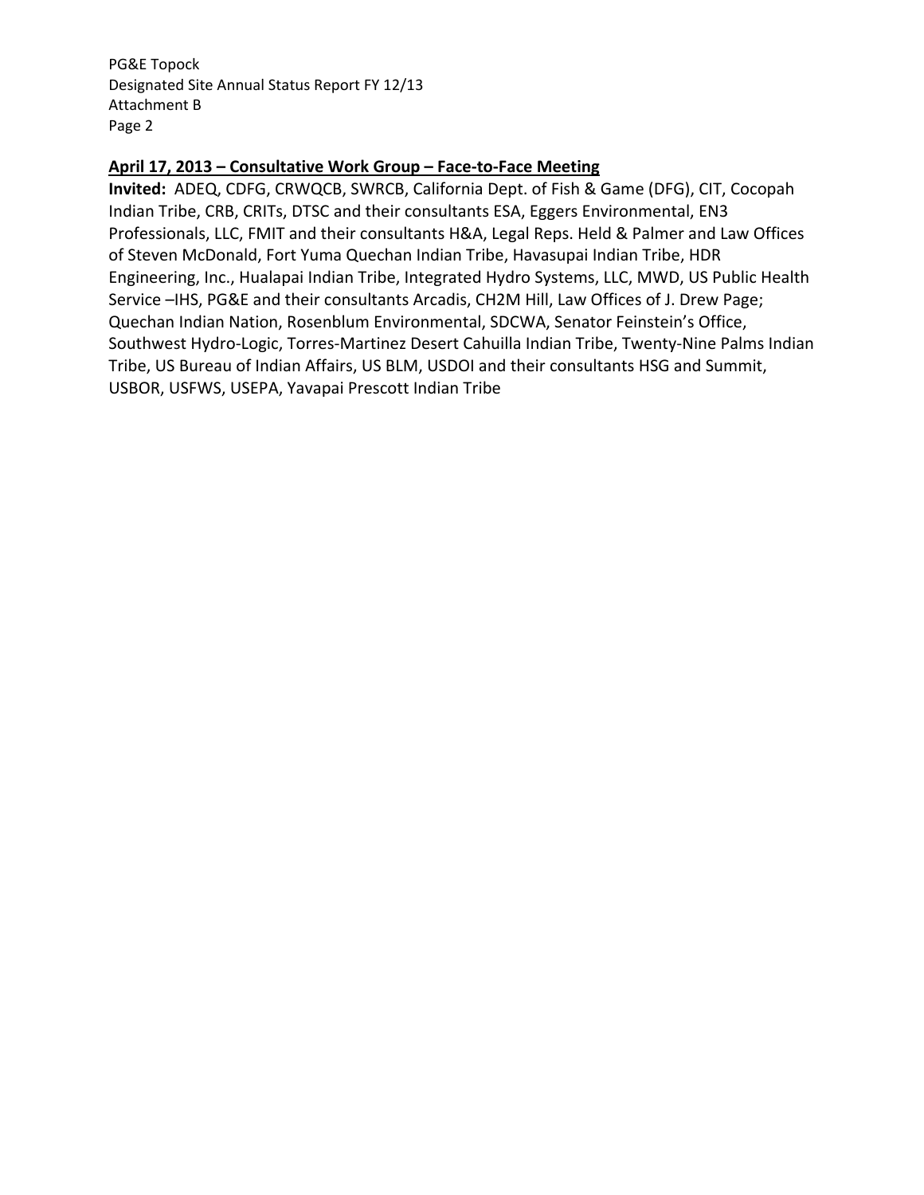**April 17, 2013 – Consultative Work Group – Face-to-Face Meeting**

**Invited:** ADEQ, CDFG, CRWQCB, SWRCB, California Dept. of Fish & Game (DFG), CIT, Cocopah Indian Tribe, CRB, CRITs, DTSC and their consultants ESA, Eggers Environmental, EN3 Professionals, LLC, FMIT and their consultants H&A, Legal Reps. Held & Palmer and Law Offices of Steven McDonald, Fort Yuma Quechan Indian Tribe, Havasupai Indian Tribe, HDR Engineering, Inc., Hualapai Indian Tribe, Integrated Hydro Systems, LLC, MWD, US Public Health Service –IHS, PG&E and their consultants Arcadis, CH2M Hill, Law Offices of J. Drew Page; Quechan Indian Nation, Rosenblum Environmental, SDCWA, Senator Feinstein's Office, Southwest Hydro-Logic, Torres-Martinez Desert Cahuilla Indian Tribe, Twenty-Nine Palms Indian Tribe, US Bureau of Indian Affairs, US BLM, USDOI and their consultants HSG and Summit, USBOR, USFWS, USEPA, Yavapai Prescott Indian Tribe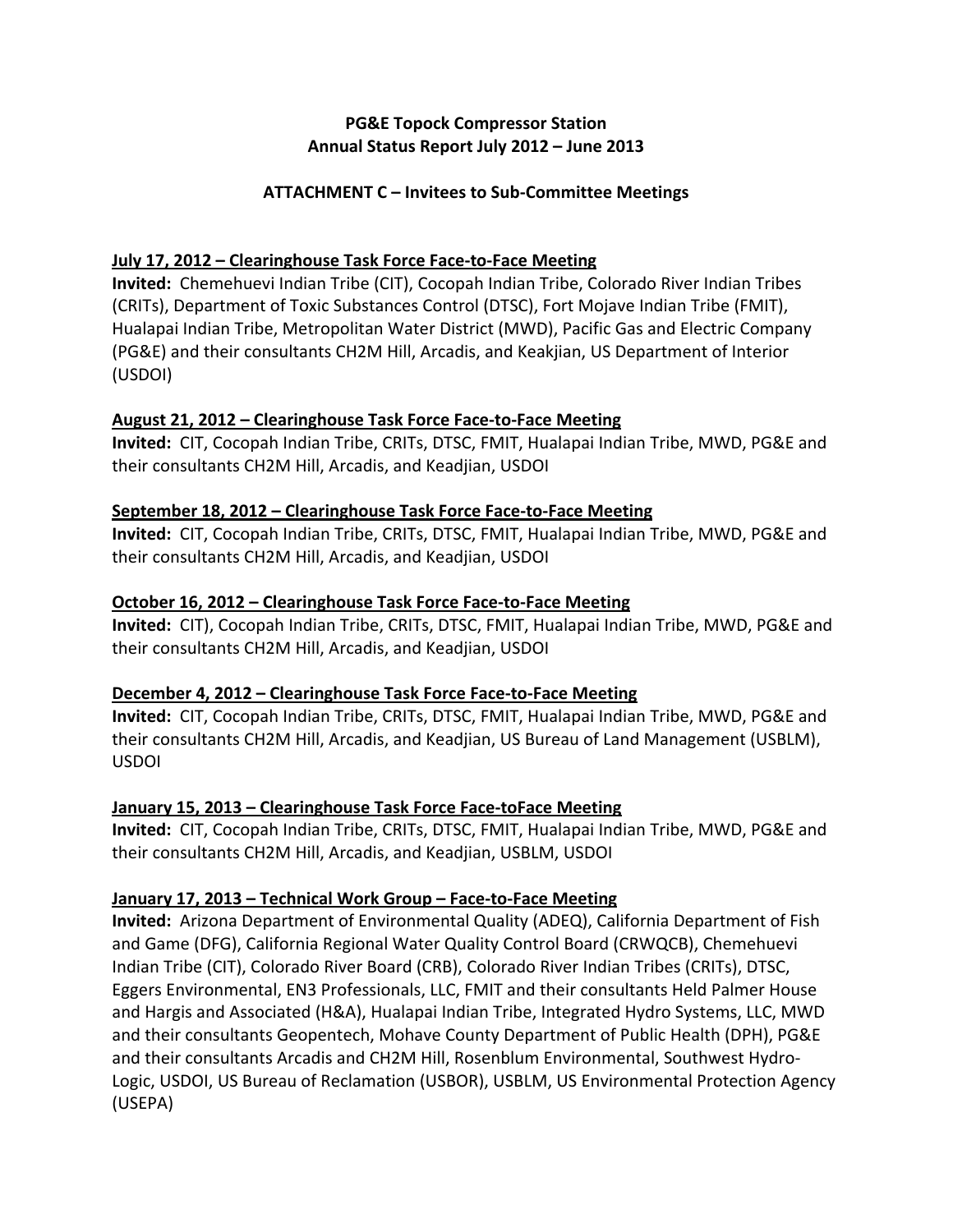**PG&E Topock Compressor Station**
**Annual Status Report July 2012 – June 2013**

**ATTACHMENT C – Invitees to Sub-Committee Meetings**

**July 17, 2012 – Clearinghouse Task Force Face-to-Face Meeting**
**Invited:** Chemehuevi Indian Tribe (CIT), Cocopah Indian Tribe, Colorado River Indian Tribes (CRITs), Department of Toxic Substances Control (DTSC), Fort Mojave Indian Tribe (FMIT), Hualapai Indian Tribe, Metropolitan Water District (MWD), Pacific Gas and Electric Company (PG&E) and their consultants CH2M Hill, Arcadis, and Keakjian, US Department of Interior (USDOI)

**August 21, 2012 – Clearinghouse Task Force Face-to-Face Meeting**
**Invited:** CIT, Cocopah Indian Tribe, CRITs, DTSC, FMIT, Hualapai Indian Tribe, MWD, PG&E and their consultants CH2M Hill, Arcadis, and Keadjian, USDOI

**September 18, 2012 – Clearinghouse Task Force Face-to-Face Meeting**
**Invited:** CIT, Cocopah Indian Tribe, CRITs, DTSC, FMIT, Hualapai Indian Tribe, MWD, PG&E and their consultants CH2M Hill, Arcadis, and Keadjian, USDOI

**October 16, 2012 – Clearinghouse Task Force Face-to-Face Meeting**
**Invited:** CIT), Cocopah Indian Tribe, CRITs, DTSC, FMIT, Hualapai Indian Tribe, MWD, PG&E and their consultants CH2M Hill, Arcadis, and Keadjian, USDOI

**December 4, 2012 – Clearinghouse Task Force Face-to-Face Meeting**
**Invited:** CIT, Cocopah Indian Tribe, CRITs, DTSC, FMIT, Hualapai Indian Tribe, MWD, PG&E and their consultants CH2M Hill, Arcadis, and Keadjian, US Bureau of Land Management (USBLM), USDOI

**January 15, 2013 – Clearinghouse Task Force Face-toFace Meeting**
**Invited:** CIT, Cocopah Indian Tribe, CRITs, DTSC, FMIT, Hualapai Indian Tribe, MWD, PG&E and their consultants CH2M Hill, Arcadis, and Keadjian, USBLM, USDOI

**January 17, 2013 – Technical Work Group – Face-to-Face Meeting**
**Invited:** Arizona Department of Environmental Quality (ADEQ), California Department of Fish and Game (DFG), California Regional Water Quality Control Board (CRWQCB), Chemehuevi Indian Tribe (CIT), Colorado River Board (CRB), Colorado River Indian Tribes (CRITs), DTSC, Eggers Environmental, EN3 Professionals, LLC, FMIT and their consultants Held Palmer House and Hargis and Associated (H&A), Hualapai Indian Tribe, Integrated Hydro Systems, LLC, MWD and their consultants Geopentech, Mohave County Department of Public Health (DPH), PG&E and their consultants Arcadis and CH2M Hill, Rosenblum Environmental, Southwest Hydro-Logic, USDOI, US Bureau of Reclamation (USBOR), USBLM, US Environmental Protection Agency (USEPA)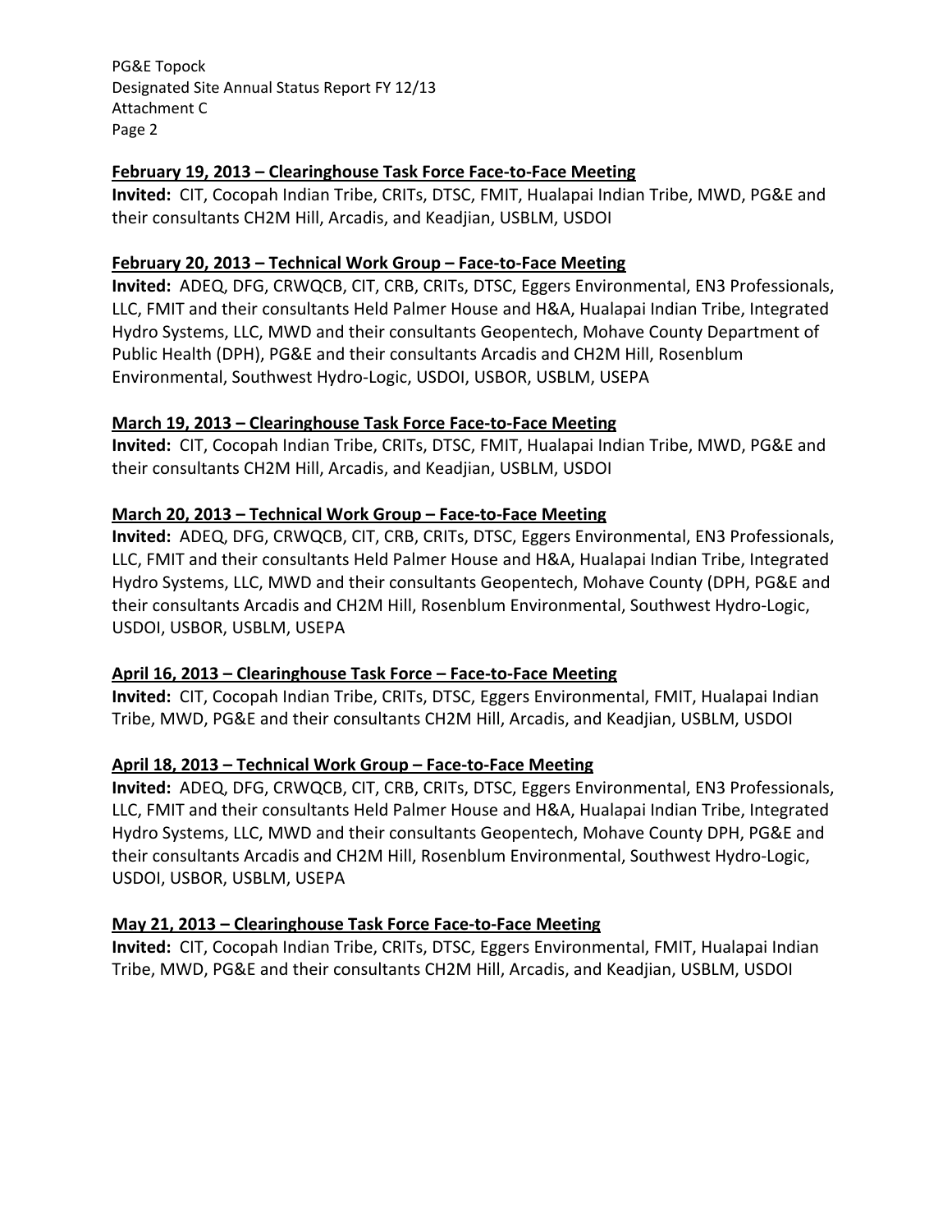**February 19, 2013 – Clearinghouse Task Force Face-to-Face Meeting**
**Invited:** CIT, Cocopah Indian Tribe, CRITs, DTSC, FMIT, Hualapai Indian Tribe, MWD, PG&E and their consultants CH2M Hill, Arcadis, and Keadjian, USBLM, USDOI

**February 20, 2013 – Technical Work Group – Face-to-Face Meeting**
**Invited:** ADEQ, DFG, CRWQCB, CIT, CRB, CRITs, DTSC, Eggers Environmental, EN3 Professionals, LLC, FMIT and their consultants Held Palmer House and H&A, Hualapai Indian Tribe, Integrated Hydro Systems, LLC, MWD and their consultants Geopentech, Mohave County Department of Public Health (DPH), PG&E and their consultants Arcadis and CH2M Hill, Rosenblum Environmental, Southwest Hydro-Logic, USDOI, USBOR, USBLM, USEPA

**March 19, 2013 – Clearinghouse Task Force Face-to-Face Meeting**
**Invited:** CIT, Cocopah Indian Tribe, CRITs, DTSC, FMIT, Hualapai Indian Tribe, MWD, PG&E and their consultants CH2M Hill, Arcadis, and Keadjian, USBLM, USDOI

**March 20, 2013 – Technical Work Group – Face-to-Face Meeting**
**Invited:** ADEQ, DFG, CRWQCB, CIT, CRB, CRITs, DTSC, Eggers Environmental, EN3 Professionals, LLC, FMIT and their consultants Held Palmer House and H&A, Hualapai Indian Tribe, Integrated Hydro Systems, LLC, MWD and their consultants Geopentech, Mohave County (DPH, PG&E and their consultants Arcadis and CH2M Hill, Rosenblum Environmental, Southwest Hydro-Logic, USDOI, USBOR, USBLM, USEPA

**April 16, 2013 – Clearinghouse Task Force – Face-to-Face Meeting**
**Invited:** CIT, Cocopah Indian Tribe, CRITs, DTSC, Eggers Environmental, FMIT, Hualapai Indian Tribe, MWD, PG&E and their consultants CH2M Hill, Arcadis, and Keadjian, USBLM, USDOI

**April 18, 2013 – Technical Work Group – Face-to-Face Meeting**
**Invited:** ADEQ, DFG, CRWQCB, CIT, CRB, CRITs, DTSC, Eggers Environmental, EN3 Professionals, LLC, FMIT and their consultants Held Palmer House and H&A, Hualapai Indian Tribe, Integrated Hydro Systems, LLC, MWD and their consultants Geopentech, Mohave County DPH, PG&E and their consultants Arcadis and CH2M Hill, Rosenblum Environmental, Southwest Hydro-Logic, USDOI, USBOR, USBLM, USEPA

**May 21, 2013 – Clearinghouse Task Force Face-to-Face Meeting**
**Invited:** CIT, Cocopah Indian Tribe, CRITs, DTSC, Eggers Environmental, FMIT, Hualapai Indian Tribe, MWD, PG&E and their consultants CH2M Hill, Arcadis, and Keadjian, USBLM, USDOI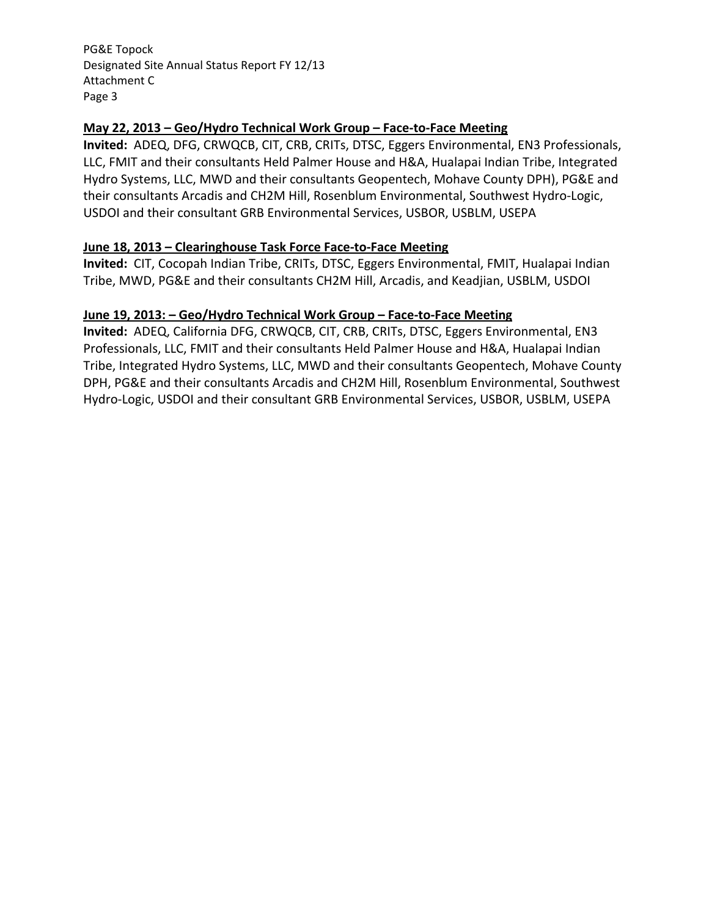**May 22, 2013 – Geo/Hydro Technical Work Group – Face-to-Face Meeting**

**Invited:** ADEQ, DFG, CRWQCB, CIT, CRB, CRITs, DTSC, Eggers Environmental, EN3 Professionals, LLC, FMIT and their consultants Held Palmer House and H&A, Hualapai Indian Tribe, Integrated Hydro Systems, LLC, MWD and their consultants Geopentech, Mohave County DPH), PG&E and their consultants Arcadis and CH2M Hill, Rosenblum Environmental, Southwest Hydro-Logic, USDOI and their consultant GRB Environmental Services, USBOR, USBLM, USEPA

**June 18, 2013 – Clearinghouse Task Force Face-to-Face Meeting**

**Invited:** CIT, Cocopah Indian Tribe, CRITs, DTSC, Eggers Environmental, FMIT, Hualapai Indian Tribe, MWD, PG&E and their consultants CH2M Hill, Arcadis, and Keadjian, USBLM, USDOI

**June 19, 2013: – Geo/Hydro Technical Work Group – Face-to-Face Meeting**

**Invited:** ADEQ, California DFG, CRWQCB, CIT, CRB, CRITs, DTSC, Eggers Environmental, EN3 Professionals, LLC, FMIT and their consultants Held Palmer House and H&A, Hualapai Indian Tribe, Integrated Hydro Systems, LLC, MWD and their consultants Geopentech, Mohave County DPH, PG&E and their consultants Arcadis and CH2M Hill, Rosenblum Environmental, Southwest Hydro-Logic, USDOI and their consultant GRB Environmental Services, USBOR, USBLM, USEPA